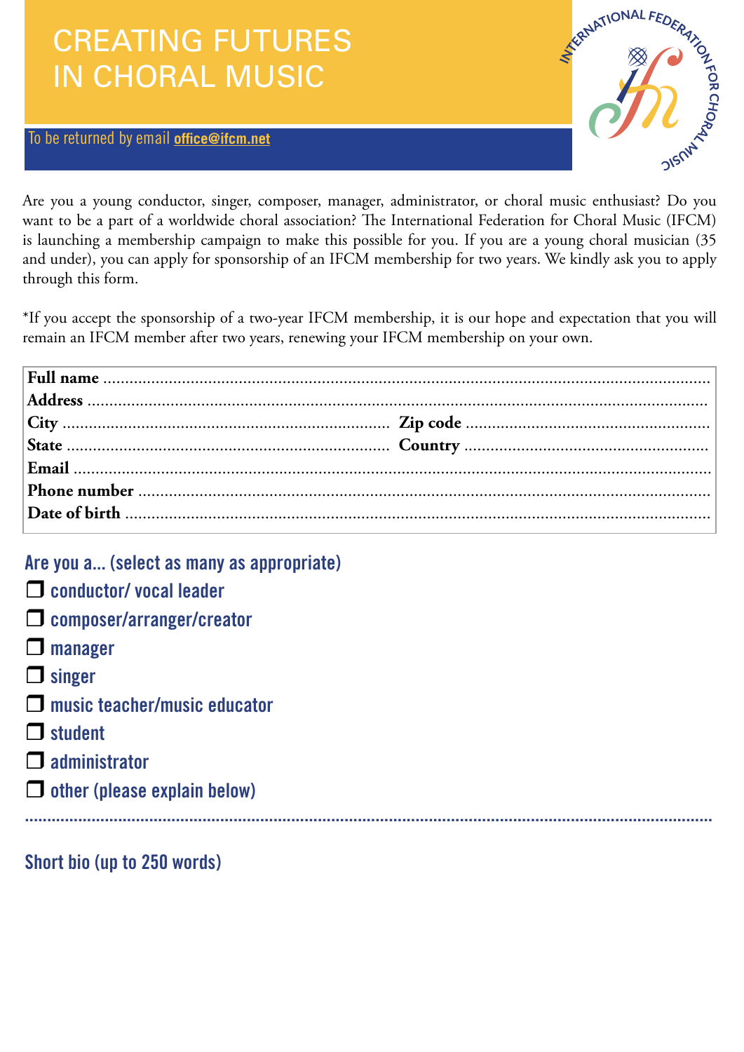# CREATING FUTURES IN CHORAL MUSIC

To be returned by email **office@ifcm.net**

INTERNATIONAL FEDERATION FOR CHORAL MUSIC

Are you a young conductor, singer, composer, manager, administrator, or choral music enthusiast? Do you want to be a part of a worldwide choral association? The International Federation for Choral Music (IFCM) is launching a membership campaign to make this possible for you. If you are a young choral musician (35 and under), you can apply for sponsorship of an IFCM membership for two years. We kindly ask you to apply through this form.

*If you accept the sponsorship of a two-year IFCM membership, it is our hope and expectation that you will remain an IFCM member after two years, renewing your IFCM membership on your own.

**Full name** ..............................................................

**Address** ..............................................................

**City** .................................... **Zip code** ....................................

**State** .................................... **Country** ....................................

**Email** ..............................................................

**Phone number** ..............................................................

**Date of birth** ..............................................................

## Are you a... (select as many as appropriate)

- ❒ conductor/ vocal leader
- ❒ composer/arranger/creator
- ❒ manager
- ❒ singer
- ❒ music teacher/music educator
- ❒ student
- ❒ administrator
- ❒ other (please explain below)

..............................................................

## Short bio (up to 250 words)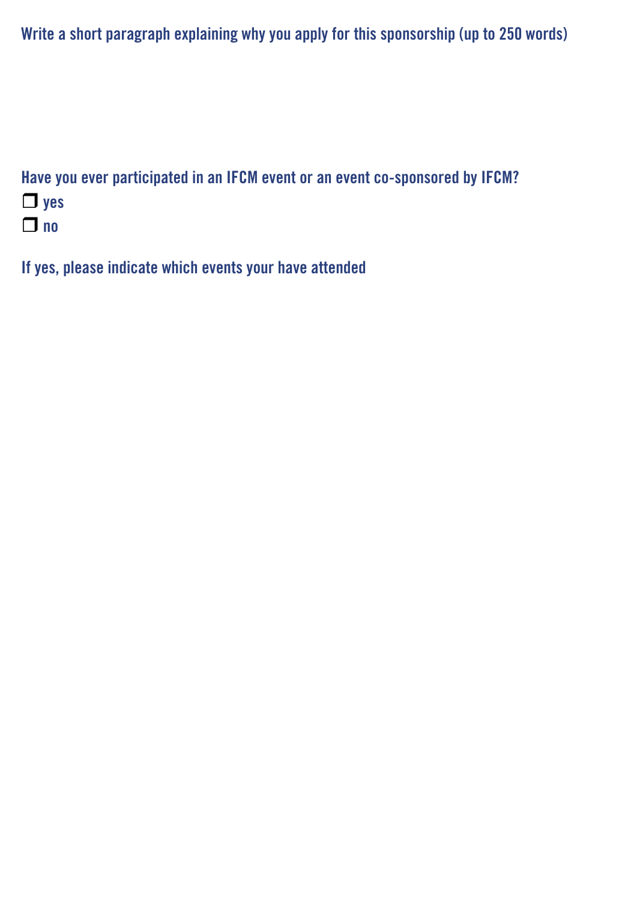**Write a short paragraph explaining why you apply for this sponsorship (up to 250 words)**

**Have you ever participated in an IFCM event or an event co-sponsored by IFCM?**

- ❒ yes
- ❒ no

**If yes, please indicate which events your have attended**